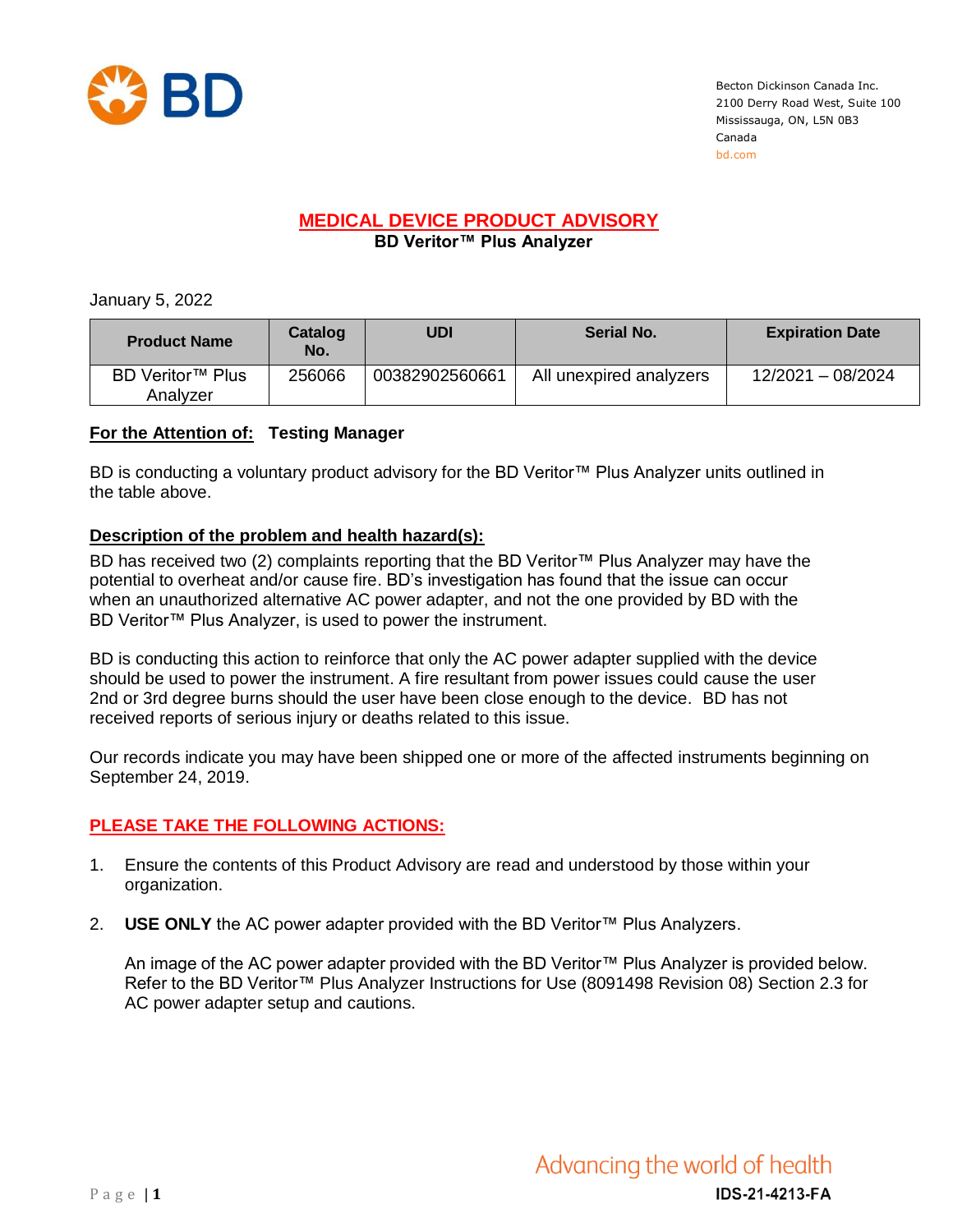Becton Dickinson Canada Inc.
2100 Derry Road West, Suite 100
Mississauga, ON, L5N 0B3
Canada
bd.com

# MEDICAL DEVICE PRODUCT ADVISORY

**BD Veritor™ Plus Analyzer**

January 5, 2022

| Product Name | Catalog No. | UDI | Serial No. | Expiration Date |
|---|---|---|---|---|
| BD Veritor™ Plus Analyzer | 256066 | 00382902560661 | All unexpired analyzers | 12/2021 – 08/2024 |

**For the Attention of: Testing Manager**

BD is conducting a voluntary product advisory for the BD Veritor™ Plus Analyzer units outlined in the table above.

## Description of the problem and health hazard(s):

BD has received two (2) complaints reporting that the BD Veritor™ Plus Analyzer may have the potential to overheat and/or cause fire. BD's investigation has found that the issue can occur when an unauthorized alternative AC power adapter, and not the one provided by BD with the BD Veritor™ Plus Analyzer, is used to power the instrument.

BD is conducting this action to reinforce that only the AC power adapter supplied with the device should be used to power the instrument. A fire resultant from power issues could cause the user 2nd or 3rd degree burns should the user have been close enough to the device. BD has not received reports of serious injury or deaths related to this issue.

Our records indicate you may have been shipped one or more of the affected instruments beginning on September 24, 2019.

## PLEASE TAKE THE FOLLOWING ACTIONS:

1. Ensure the contents of this Product Advisory are read and understood by those within your organization.

2. **USE ONLY** the AC power adapter provided with the BD Veritor™ Plus Analyzers.

   An image of the AC power adapter provided with the BD Veritor™ Plus Analyzer is provided below. Refer to the BD Veritor™ Plus Analyzer Instructions for Use (8091498 Revision 08) Section 2.3 for AC power adapter setup and cautions.

IDS-21-4213-FA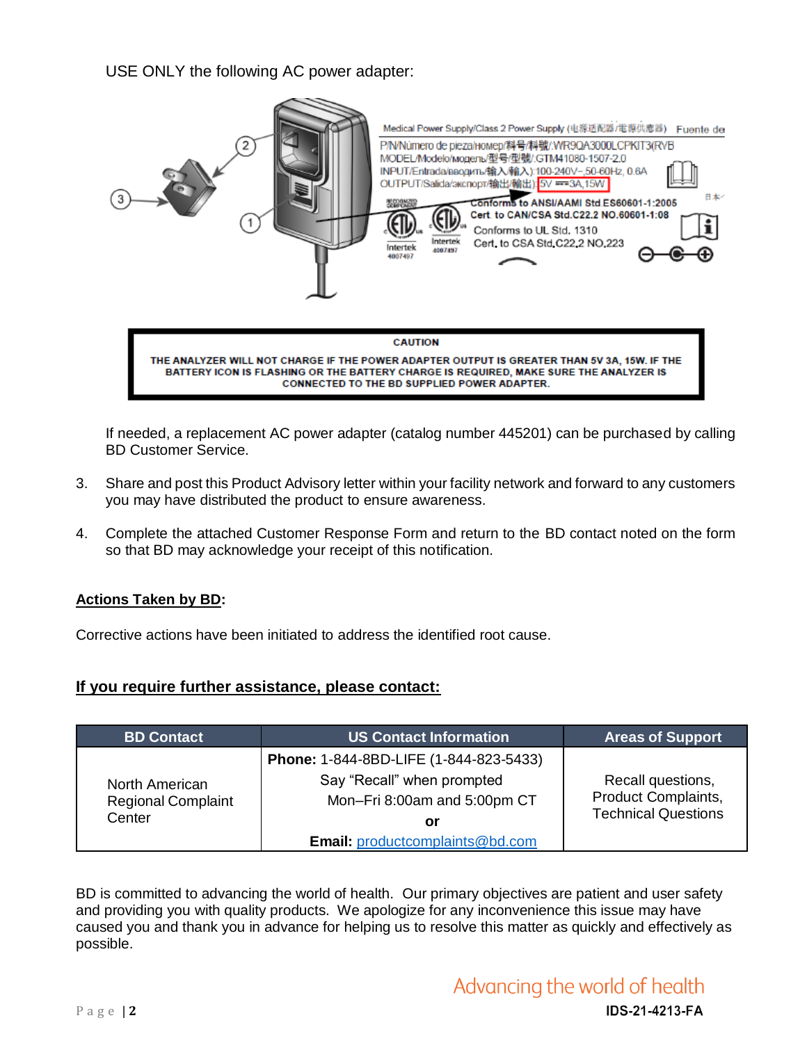USE ONLY the following AC power adapter:

Medical Power Supply/Class 2 Power Supply (电源适配器/電源供應器) Fuente de

P/N/Número de pieza/номер/料号/料號/:WR9QA3000LCPKIT3(RVB

MODEL/Modelo/модель/型号/型號/:GTM41080-1507-2.0

INPUT/Entrada/вводить/输入/輸入):100-240V~,50-60Hz, 0.6A

OUTPUT/Salida/экспорт/输出/輸出):5V ⎓3A,15W

Conforms to ANSI/AAMI Std ES60601-1:2005

Cert. to CAN/CSA Std.C22.2 NO.60601-1:08

Conforms to UL Std. 1310

Cert. to CSA Std.C22.2 NO.223

Intertek 4007497

| CAUTION |
|---|
| THE ANALYZER WILL NOT CHARGE IF THE POWER ADAPTER OUTPUT IS GREATER THAN 5V 3A, 15W. IF THE BATTERY ICON IS FLASHING OR THE BATTERY CHARGE IS REQUIRED, MAKE SURE THE ANALYZER IS CONNECTED TO THE BD SUPPLIED POWER ADAPTER. |

If needed, a replacement AC power adapter (catalog number 445201) can be purchased by calling BD Customer Service.

3. Share and post this Product Advisory letter within your facility network and forward to any customers you may have distributed the product to ensure awareness.

4. Complete the attached Customer Response Form and return to the BD contact noted on the form so that BD may acknowledge your receipt of this notification.

**Actions Taken by BD:**

Corrective actions have been initiated to address the identified root cause.

**If you require further assistance, please contact:**

| BD Contact | US Contact Information | Areas of Support |
|---|---|---|
| North American Regional Complaint Center | **Phone:** 1-844-8BD-LIFE (1-844-823-5433) Say "Recall" when prompted Mon–Fri 8:00am and 5:00pm CT **or** **Email:** productcomplaints@bd.com | Recall questions, Product Complaints, Technical Questions |

BD is committed to advancing the world of health. Our primary objectives are patient and user safety and providing you with quality products. We apologize for any inconvenience this issue may have caused you and thank you in advance for helping us to resolve this matter as quickly and effectively as possible.

Advancing the world of health

IDS-21-4213-FA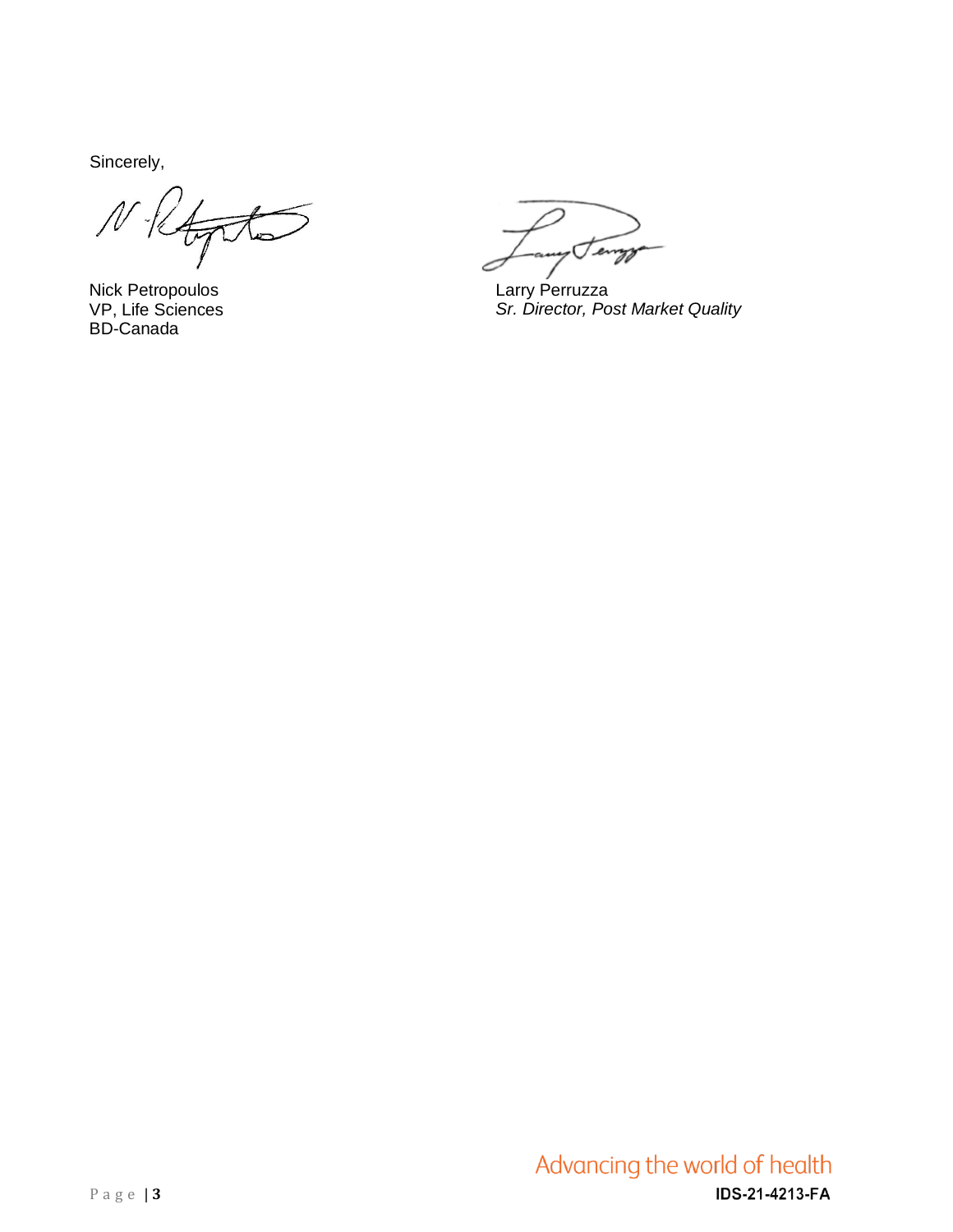Sincerely,

Nick Petropoulos
VP, Life Sciences
BD-Canada

Larry Perruzza
*Sr. Director, Post Market Quality*

Advancing the world of health

**IDS-21-4213-FA**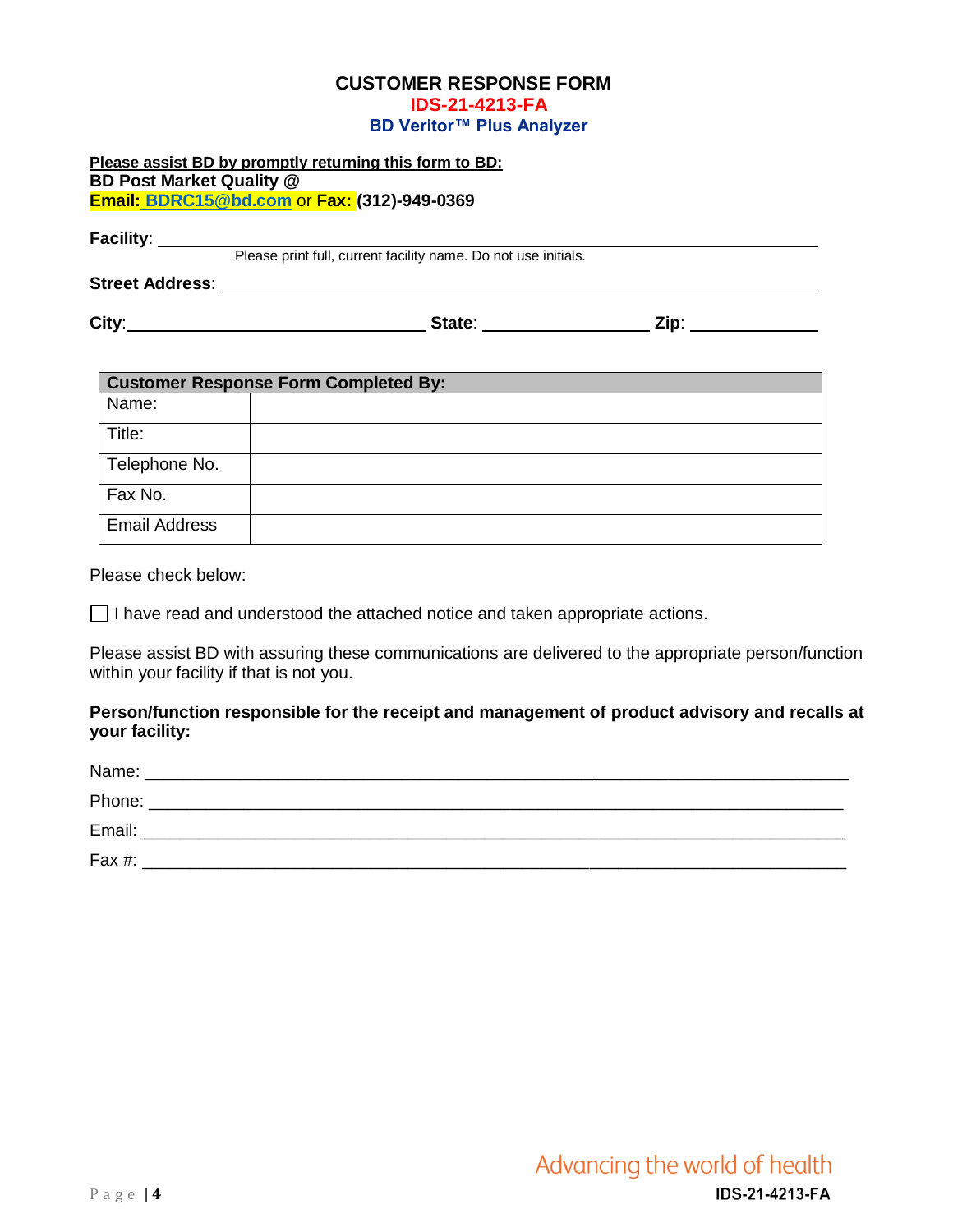# CUSTOMER RESPONSE FORM

## IDS-21-4213-FA

## BD Veritor™ Plus Analyzer

**Please assist BD by promptly returning this form to BD:**
**BD Post Market Quality @**
**Email: BDRC15@bd.com** or **Fax: (312)-949-0369**

**Facility**: ______________________________________________
Please print full, current facility name. Do not use initials.

**Street Address**: ______________________________________________

**City**: ____________________ **State**: ______________ **Zip**: __________

| Customer Response Form Completed By: | |
|---|---|
| Name: | |
| Title: | |
| Telephone No. | |
| Fax No. | |
| Email Address | |

Please check below:

☐ I have read and understood the attached notice and taken appropriate actions.

Please assist BD with assuring these communications are delivered to the appropriate person/function within your facility if that is not you.

**Person/function responsible for the receipt and management of product advisory and recalls at your facility:**

Name: ______________________________________________

Phone: ______________________________________________

Email: ______________________________________________

Fax #: ______________________________________________

Advancing the world of health